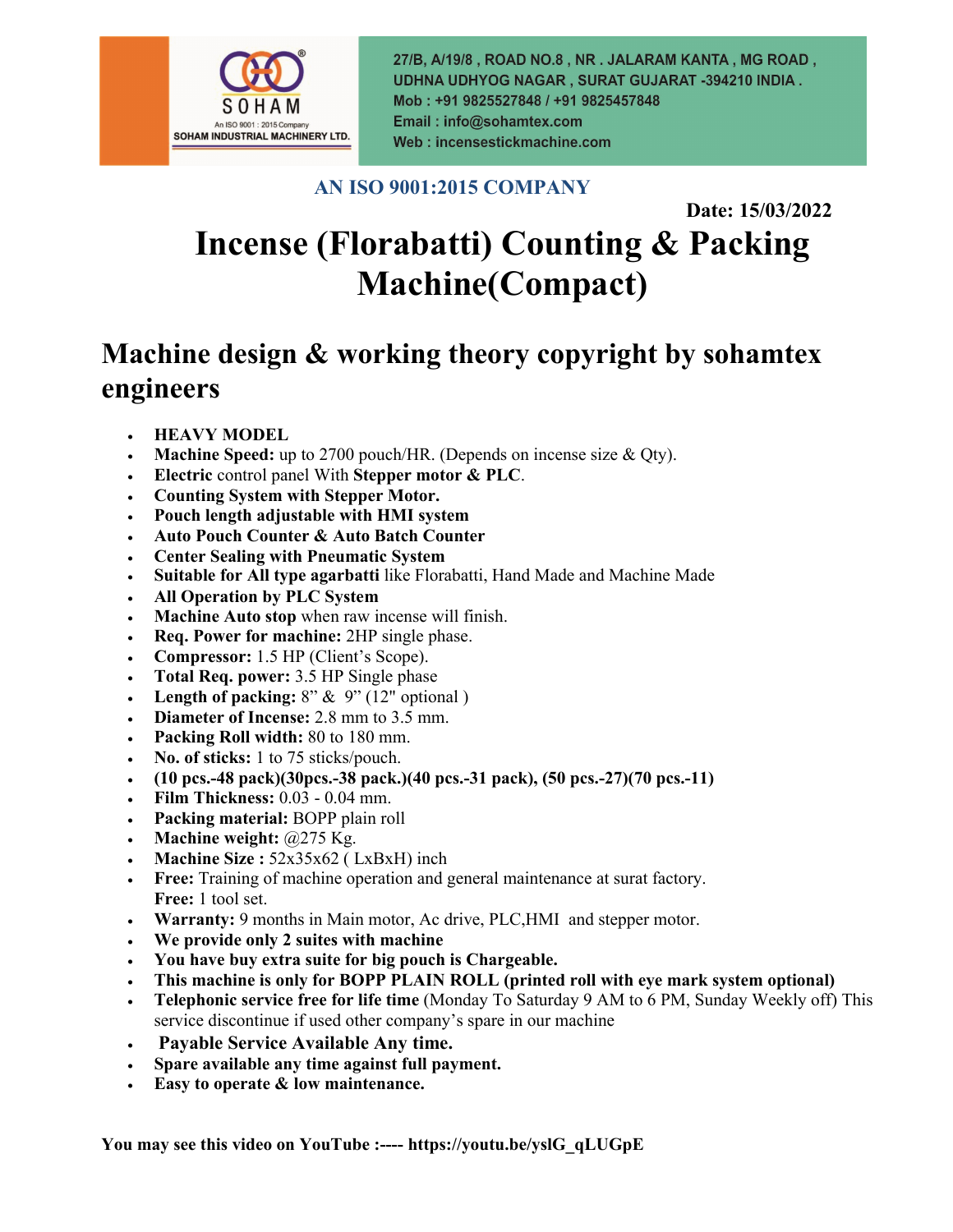SOHAM

An ISO 9001 : 2015 Company

SOHAM INDUSTRIAL MACHINERY LTD.

27/B, A/19/8 , ROAD NO.8 , NR . JALARAM KANTA , MG ROAD , UDHNA UDHYOG NAGAR , SURAT GUJARAT -394210 INDIA .
Mob : +91 9825527848 / +91 9825457848
Email : info@sohamtex.com
Web : incensestickmachine.com

**AN ISO 9001:2015 COMPANY**

**Date: 15/03/2022**

# Incense (Florabatti) Counting & Packing Machine(Compact)

## Machine design & working theory copyright by sohamtex engineers

- **HEAVY MODEL**
- **Machine Speed:** up to 2700 pouch/HR. (Depends on incense size & Qty).
- **Electric** control panel With **Stepper motor & PLC**.
- **Counting System with Stepper Motor.**
- **Pouch length adjustable with HMI system**
- **Auto Pouch Counter & Auto Batch Counter**
- **Center Sealing with Pneumatic System**
- **Suitable for All type agarbatti** like Florabatti, Hand Made and Machine Made
- **All Operation by PLC System**
- **Machine Auto stop** when raw incense will finish.
- **Req. Power for machine:** 2HP single phase.
- **Compressor:** 1.5 HP (Client's Scope).
- **Total Req. power:** 3.5 HP Single phase
- **Length of packing:** 8" & 9" (12" optional )
- **Diameter of Incense:** 2.8 mm to 3.5 mm.
- **Packing Roll width:** 80 to 180 mm.
- **No. of sticks:** 1 to 75 sticks/pouch.
- **(10 pcs.-48 pack)(30pcs.-38 pack.)(40 pcs.-31 pack), (50 pcs.-27)(70 pcs.-11)**
- **Film Thickness:** 0.03 - 0.04 mm.
- **Packing material:** BOPP plain roll
- **Machine weight:** @275 Kg.
- **Machine Size :** 52x35x62 ( LxBxH) inch
- **Free:** Training of machine operation and general maintenance at surat factory.
  **Free:** 1 tool set.
- **Warranty:** 9 months in Main motor, Ac drive, PLC,HMI and stepper motor.
- **We provide only 2 suites with machine**
- **You have buy extra suite for big pouch is Chargeable.**
- **This machine is only for BOPP PLAIN ROLL (printed roll with eye mark system optional)**
- **Telephonic service free for life time** (Monday To Saturday 9 AM to 6 PM, Sunday Weekly off) This service discontinue if used other company's spare in our machine
- **Payable Service Available Any time.**
- **Spare available any time against full payment.**
- **Easy to operate & low maintenance.**

**You may see this video on YouTube :---- https://youtu.be/yslG_qLUGpE**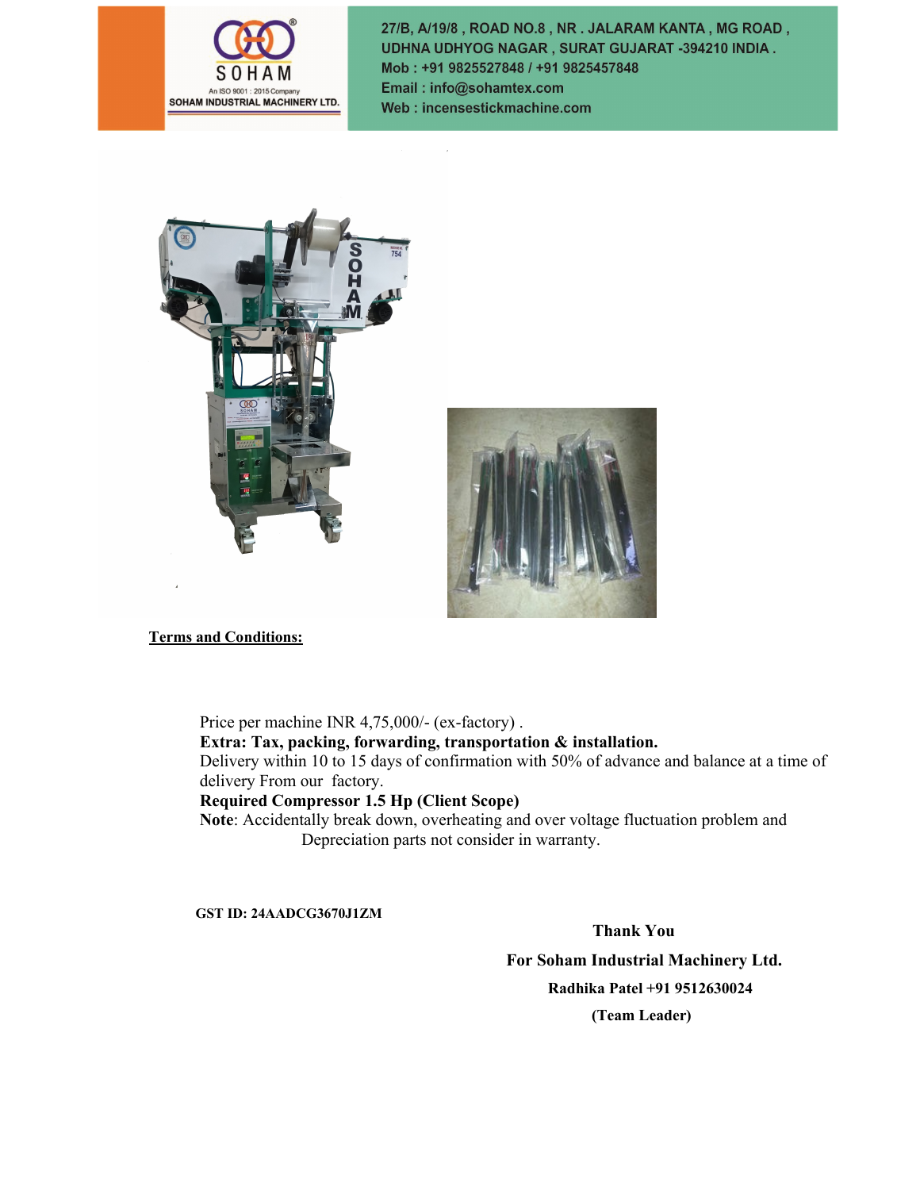SOHAM

An ISO 9001 : 2015 Company

SOHAM INDUSTRIAL MACHINERY LTD.

27/B, A/19/8 , ROAD NO.8 , NR . JALARAM KANTA , MG ROAD , UDHNA UDHYOG NAGAR , SURAT GUJARAT -394210 INDIA .
Mob : +91 9825527848 / +91 9825457848
Email : info@sohamtex.com
Web : incensestickmachine.com

**Terms and Conditions:**

Price per machine INR 4,75,000/- (ex-factory) .
**Extra: Tax, packing, forwarding, transportation & installation.**
Delivery within 10 to 15 days of confirmation with 50% of advance and balance at a time of delivery From our factory.
**Required Compressor 1.5 Hp (Client Scope)**
**Note**: Accidentally break down, overheating and over voltage fluctuation problem and Depreciation parts not consider in warranty.

**GST ID: 24AADCG3670J1ZM**

**Thank You**

**For Soham Industrial Machinery Ltd.**

**Radhika Patel +91 9512630024**

**(Team Leader)**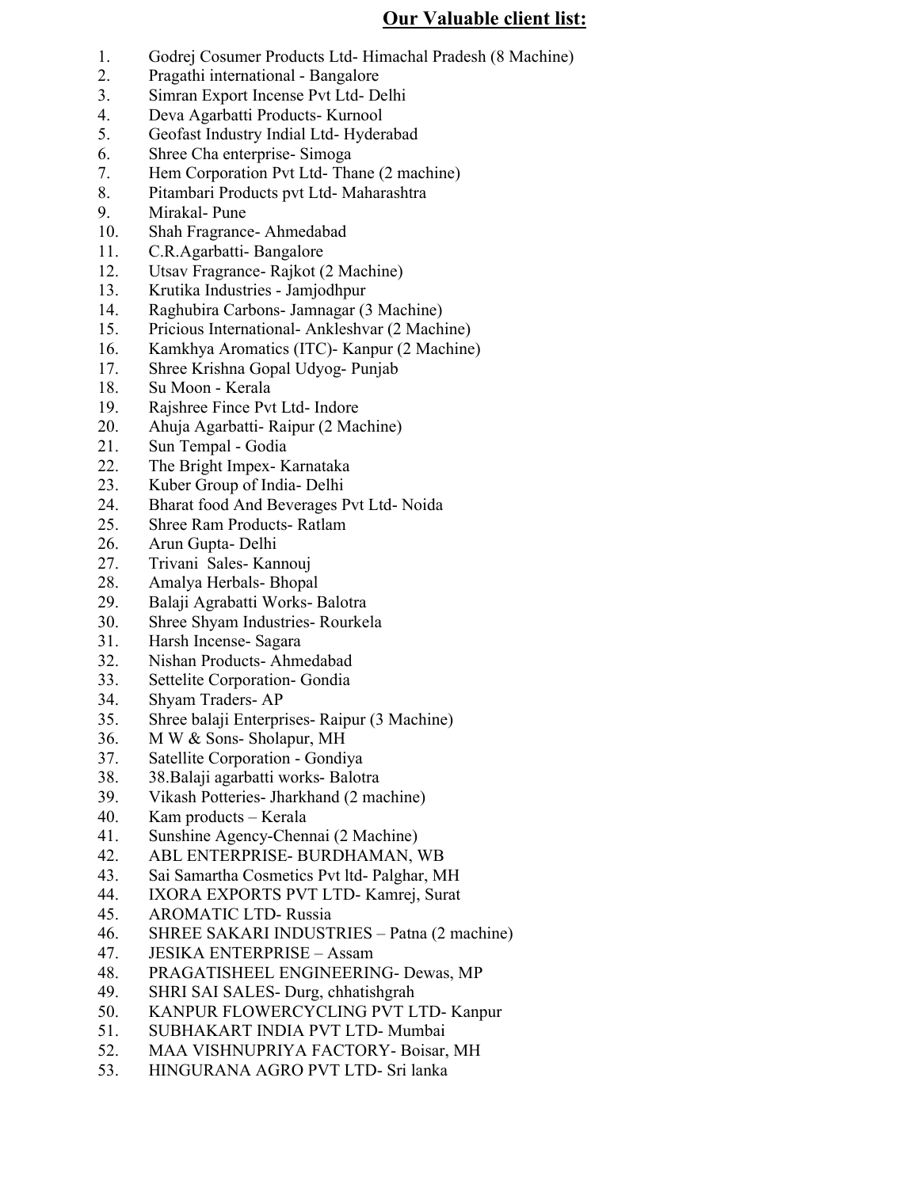# **Our Valuable client list:**

1. Godrej Cosumer Products Ltd- Himachal Pradesh (8 Machine)
2. Pragathi international - Bangalore
3. Simran Export Incense Pvt Ltd- Delhi
4. Deva Agarbatti Products- Kurnool
5. Geofast Industry Indial Ltd- Hyderabad
6. Shree Cha enterprise- Simoga
7. Hem Corporation Pvt Ltd- Thane (2 machine)
8. Pitambari Products pvt Ltd- Maharashtra
9. Mirakal- Pune
10. Shah Fragrance- Ahmedabad
11. C.R.Agarbatti- Bangalore
12. Utsav Fragrance- Rajkot (2 Machine)
13. Krutika Industries - Jamjodhpur
14. Raghubira Carbons- Jamnagar (3 Machine)
15. Pricious International- Ankleshvar (2 Machine)
16. Kamkhya Aromatics (ITC)- Kanpur (2 Machine)
17. Shree Krishna Gopal Udyog- Punjab
18. Su Moon - Kerala
19. Rajshree Fince Pvt Ltd- Indore
20. Ahuja Agarbatti- Raipur (2 Machine)
21. Sun Tempal - Godia
22. The Bright Impex- Karnataka
23. Kuber Group of India- Delhi
24. Bharat food And Beverages Pvt Ltd- Noida
25. Shree Ram Products- Ratlam
26. Arun Gupta- Delhi
27. Trivani Sales- Kannouj
28. Amalya Herbals- Bhopal
29. Balaji Agrabatti Works- Balotra
30. Shree Shyam Industries- Rourkela
31. Harsh Incense- Sagara
32. Nishan Products- Ahmedabad
33. Settelite Corporation- Gondia
34. Shyam Traders- AP
35. Shree balaji Enterprises- Raipur (3 Machine)
36. M W & Sons- Sholapur, MH
37. Satellite Corporation - Gondiya
38. 38.Balaji agarbatti works- Balotra
39. Vikash Potteries- Jharkhand (2 machine)
40. Kam products – Kerala
41. Sunshine Agency-Chennai (2 Machine)
42. ABL ENTERPRISE- BURDHAMAN, WB
43. Sai Samartha Cosmetics Pvt ltd- Palghar, MH
44. IXORA EXPORTS PVT LTD- Kamrej, Surat
45. AROMATIC LTD- Russia
46. SHREE SAKARI INDUSTRIES – Patna (2 machine)
47. JESIKA ENTERPRISE – Assam
48. PRAGATISHEEL ENGINEERING- Dewas, MP
49. SHRI SAI SALES- Durg, chhatishgrah
50. KANPUR FLOWERCYCLING PVT LTD- Kanpur
51. SUBHAKART INDIA PVT LTD- Mumbai
52. MAA VISHNUPRIYA FACTORY- Boisar, MH
53. HINGURANA AGRO PVT LTD- Sri lanka